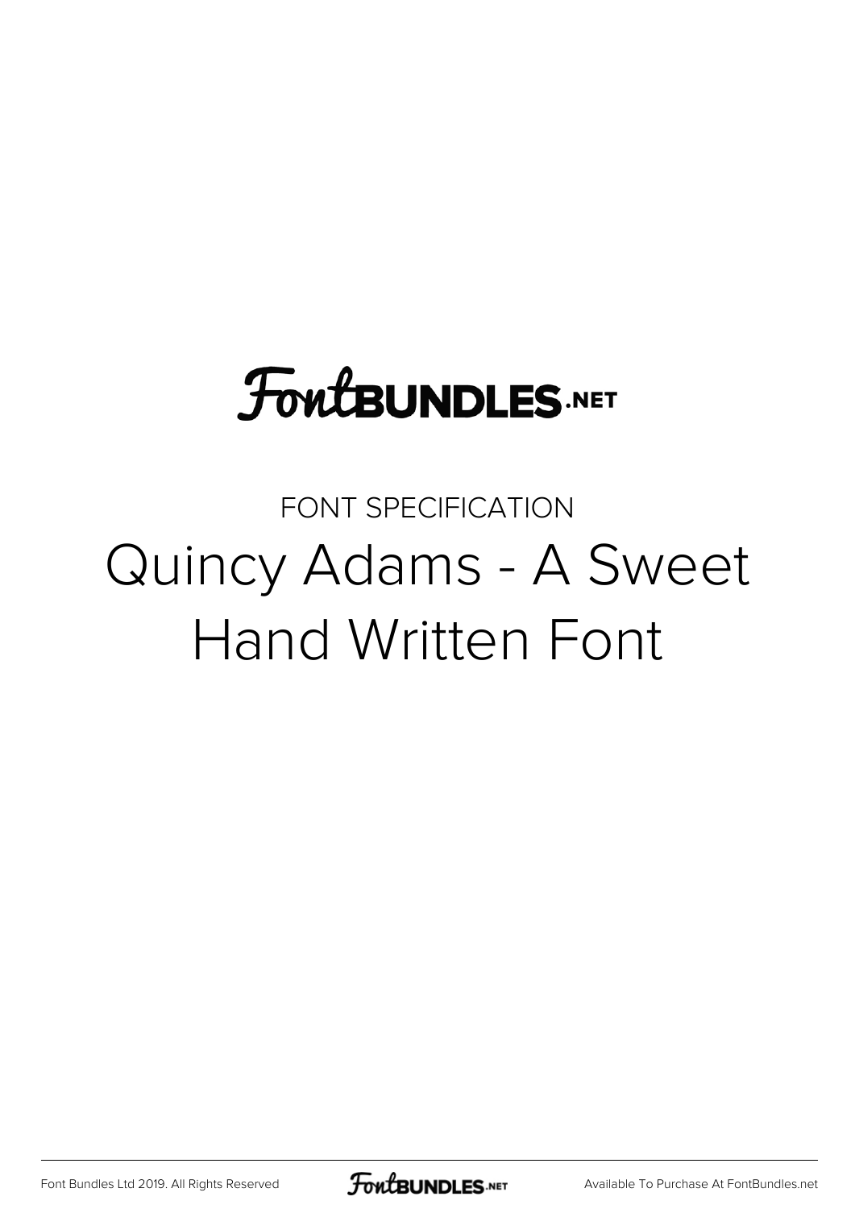FontBUNDLES.NET

FONT SPECIFICATION

# Quincy Adams - A Sweet Hand Written Font

Font Bundles Ltd 2019. All Rights Reserved

Available To Purchase At FontBundles.net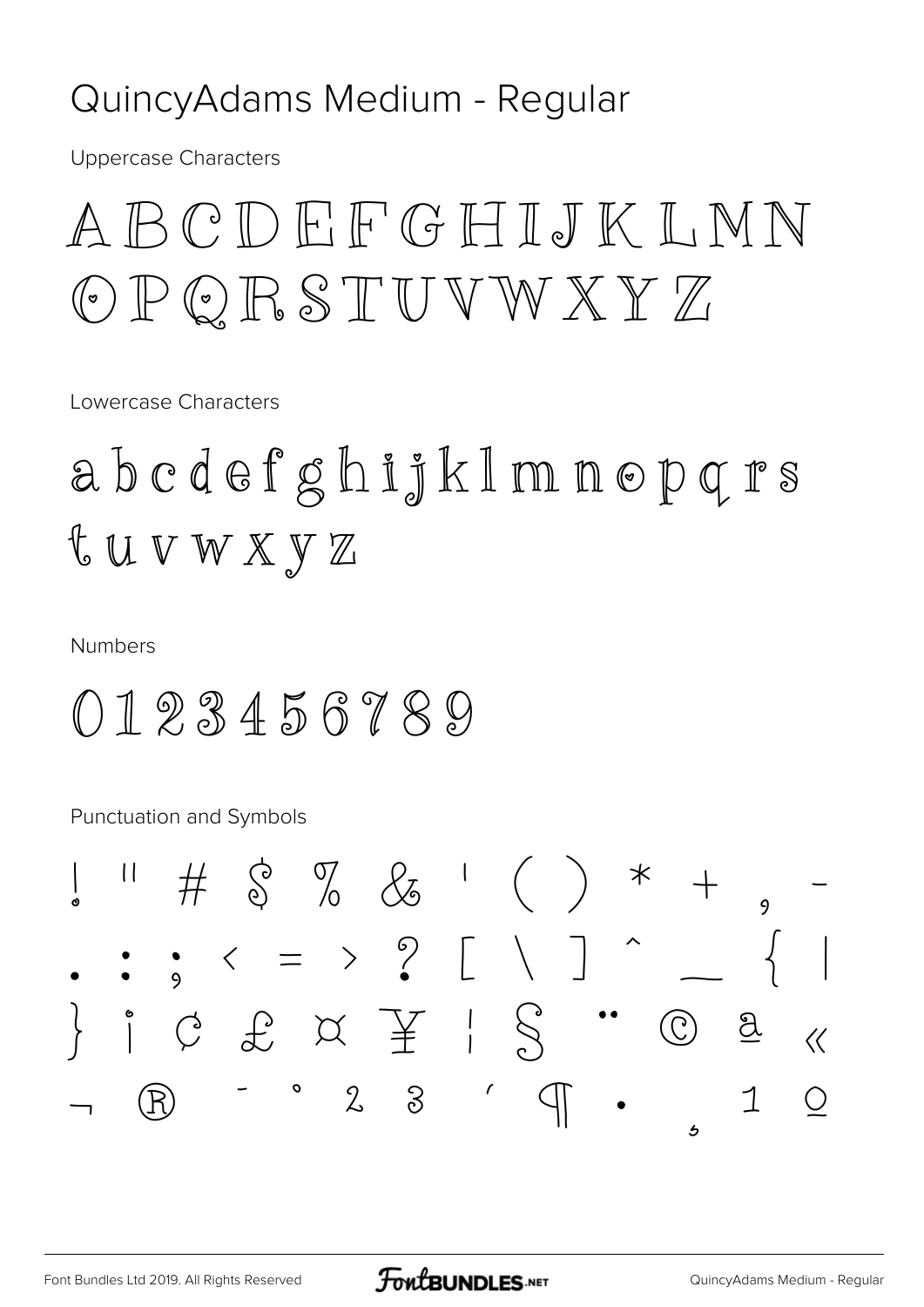# QuincyAdams Medium - Regular

Uppercase Characters

A B C D E F G H I J K L M N
O P Q R S T U V W X Y Z

Lowercase Characters

a b c d e f g h i j k l m n o p q r s
t u v w x y z

Numbers

0 1 2 3 4 5 6 7 8 9

Punctuation and Symbols

! " # $ % & ' ( ) * + , -
. : ; < = > ? [ \ ] ^ _ { |
} ¡ ¢ £ ¤ ¥ ¦ § ¨ © ª «
¬ ® ¯ ° ² ³ ´ ¶ · ¸ ¹ º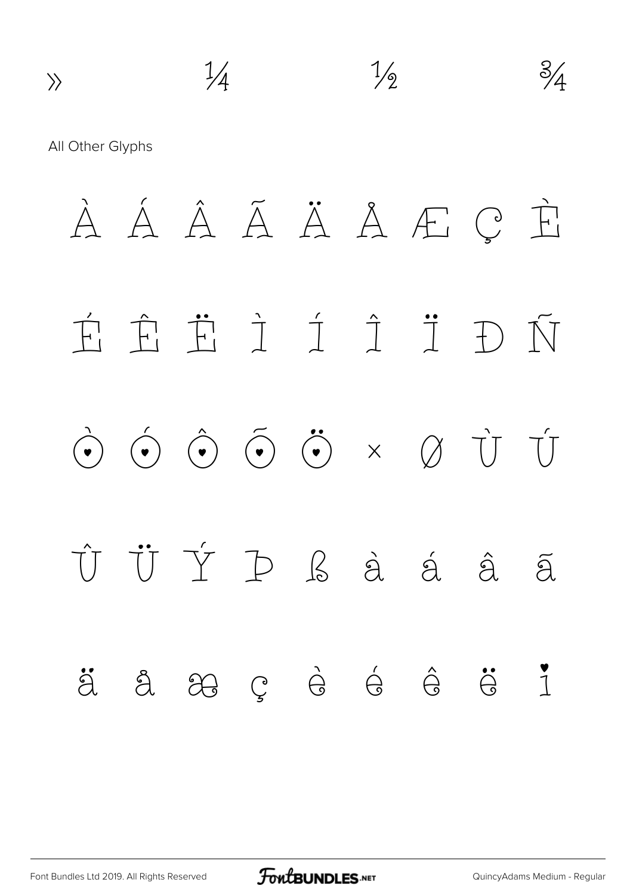» ¼ ½ ¾

All Other Glyphs

À Á Â Ã Ä Å Æ Ç È

É Ê Ë Ì Í Î Ï Ð Ñ

Ò Ó Ô Õ Ö × Ø Ù Ú

Û Ü Ý Þ ß à á â ã

ä å æ ç è é ê ë ì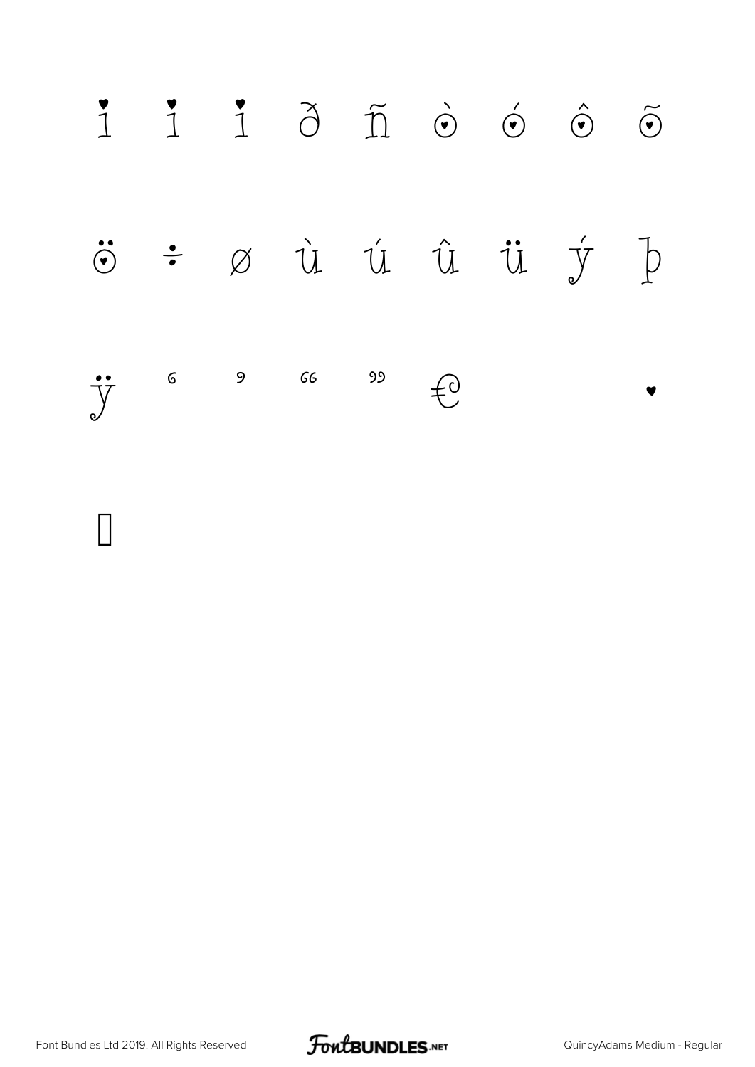ì í î ð ñ ò ó ô õ

ö ÷ ø ù ú û ü ý þ

ÿ ‘ ’ “ ” € •

□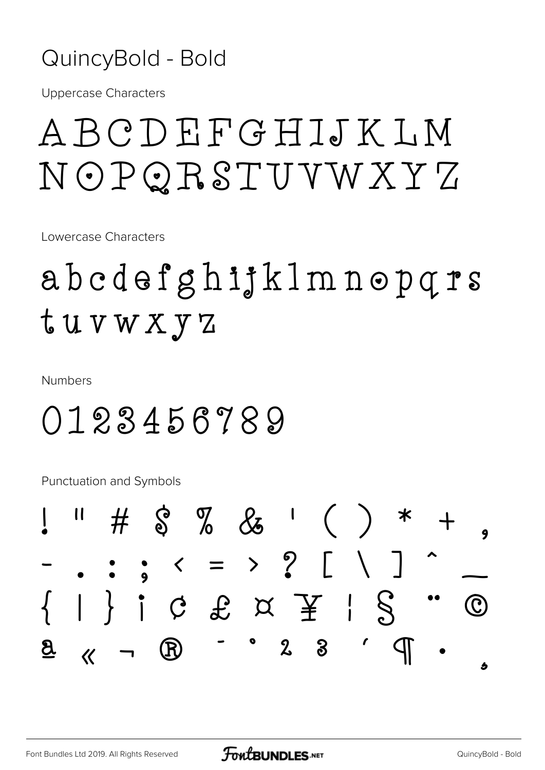# QuincyBold - Bold

Uppercase Characters

ABCDEFGHIJKLM
NOPQRSTUVWXYZ

Lowercase Characters

abcdefghijklmnopqrs
tuvwxyz

Numbers

0123456789

Punctuation and Symbols

! " # $ % & ' ( ) * + ,
- . : ; < = > ? [ \ ] ^ _
{ | } ¡ ¢ £ ¤ ¥ ¦ § ¨ ©
ª « ¬ ® ¯ ° ² ³ ´ ¶ · ¸

Font Bundles Ltd 2019. All Rights Reserved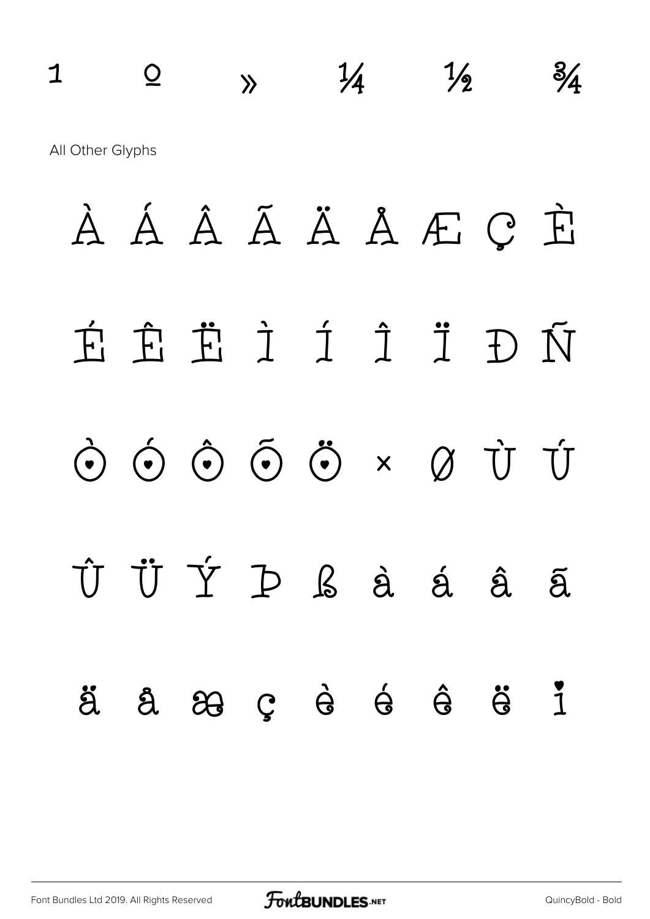1 º » ¼ ½ ¾

All Other Glyphs

À Á Â Ã Ä Å Æ Ç È

É Ê Ë Ì Í Î Ï Ð Ñ

Ò Ó Ô Õ Ö × Ø Ù Ú

Û Ü Ý Þ ß à á â ã

ä å æ ç è é ê ë ì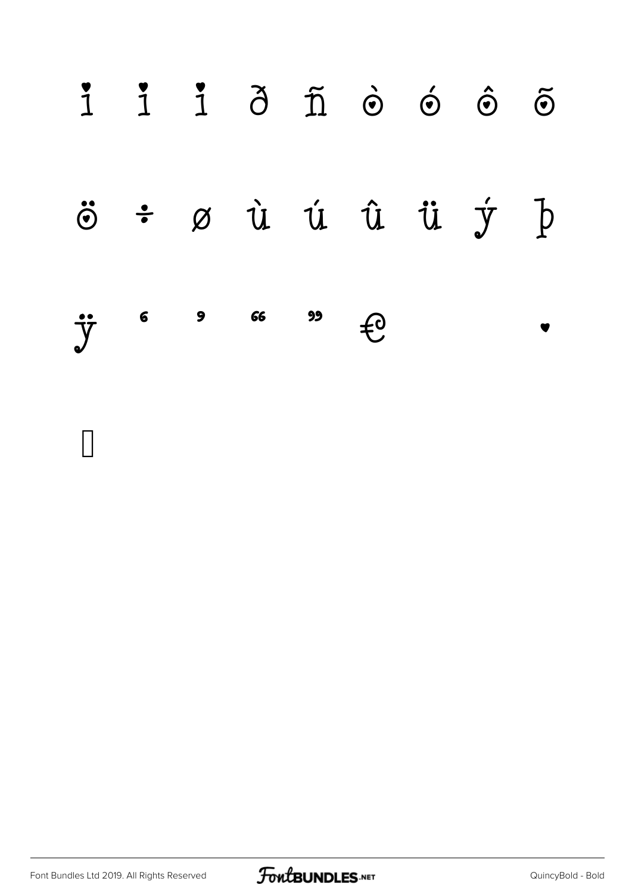ì í î ð ñ ò ó ô õ

ö ÷ ø ù ú û ü ý þ

ÿ ‘ ’ “ ” €   •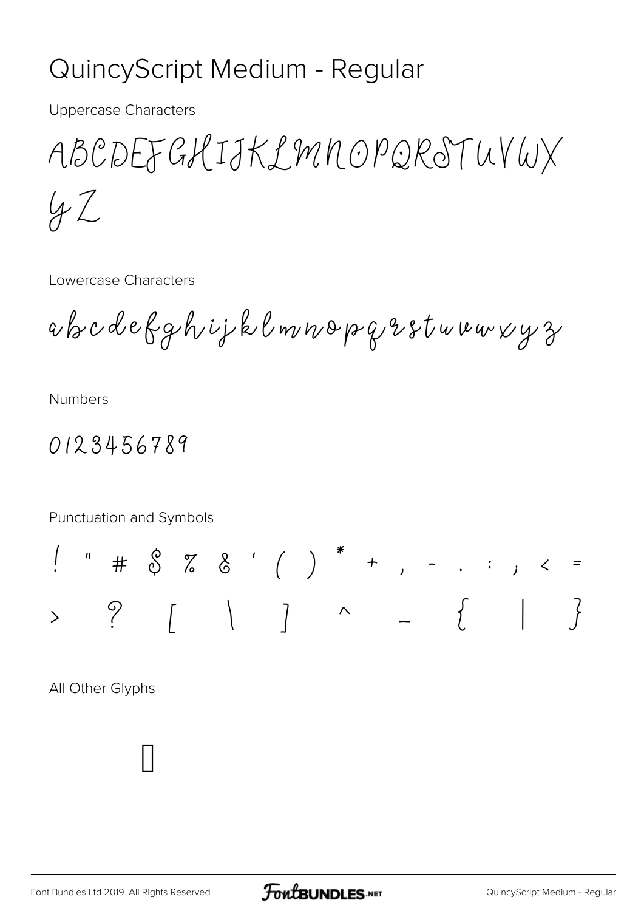# QuincyScript Medium - Regular

Uppercase Characters

ABCDEFGHIJKLMNOPQRSTUVWX
YZ

Lowercase Characters

abcdefghijklmnopqrstuvwxyz

Numbers

0123456789

Punctuation and Symbols

! " # $ % & ' ( ) * + , - . : ; < =
> ? [ \ ] ^ _ { | }

All Other Glyphs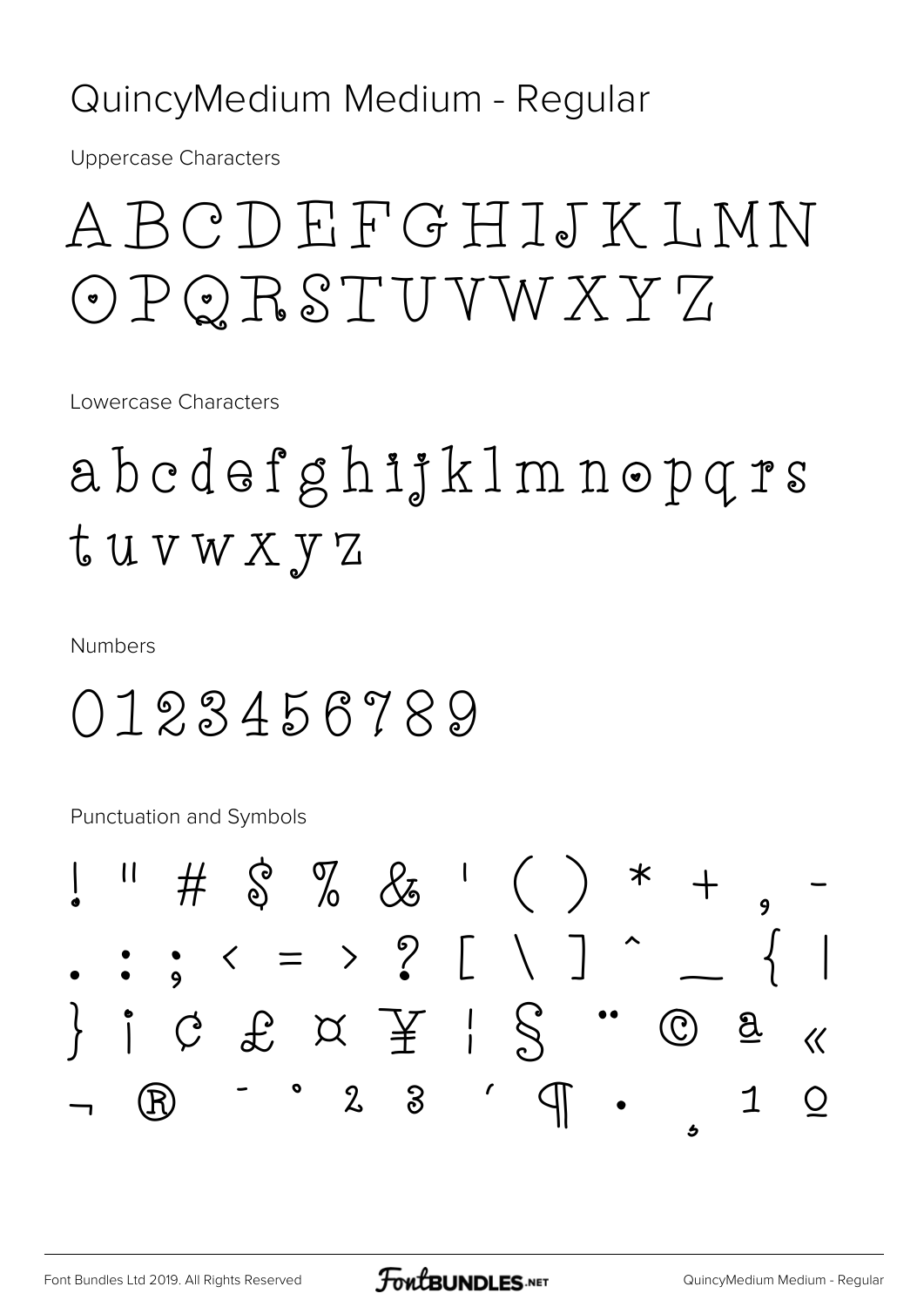# QuincyMedium Medium - Regular

Uppercase Characters

ABCDEFGHIJKLMN
OPQRSTUVWXYZ

Lowercase Characters

abcdefghijklmnopqrs
tuvwxyz

Numbers

0123456789

Punctuation and Symbols

! " # $ % & ' ( ) * + , -
. : ; < = > ? [ \ ] ^ _ { |
} ¡ ¢ £ ¤ ¥ ¦ § ¨ © ª «
¬ ® ¯ ° ² ³ ´ ¶ · ¸ ¹ º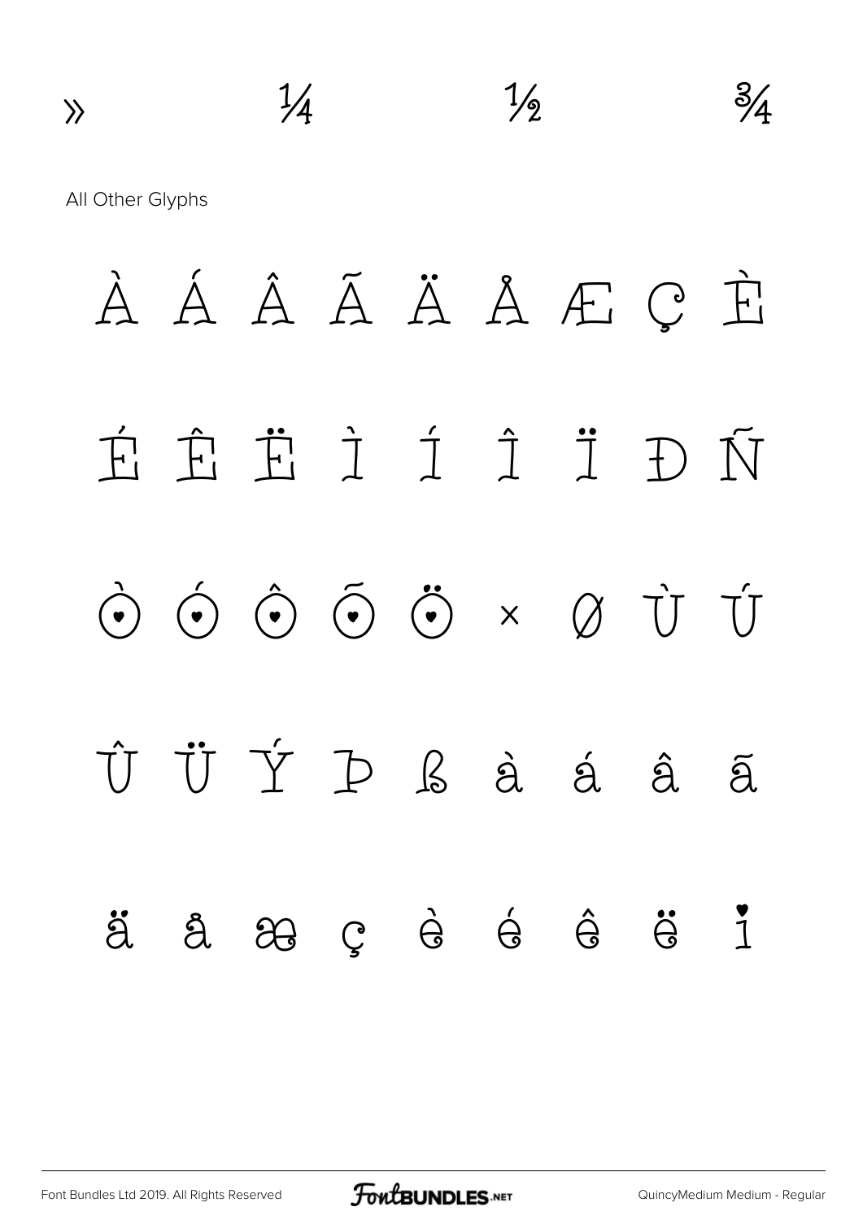» ¼ ½ ¾

All Other Glyphs

À Á Â Ã Ä Å Æ Ç È

É Ê Ë Ì Í Î Ï Ð Ñ

Ò Ó Ô Õ Ö × Ø Ù Ú

Û Ü Ý Þ ß à á â ã

ä å æ ç è é ê ë ì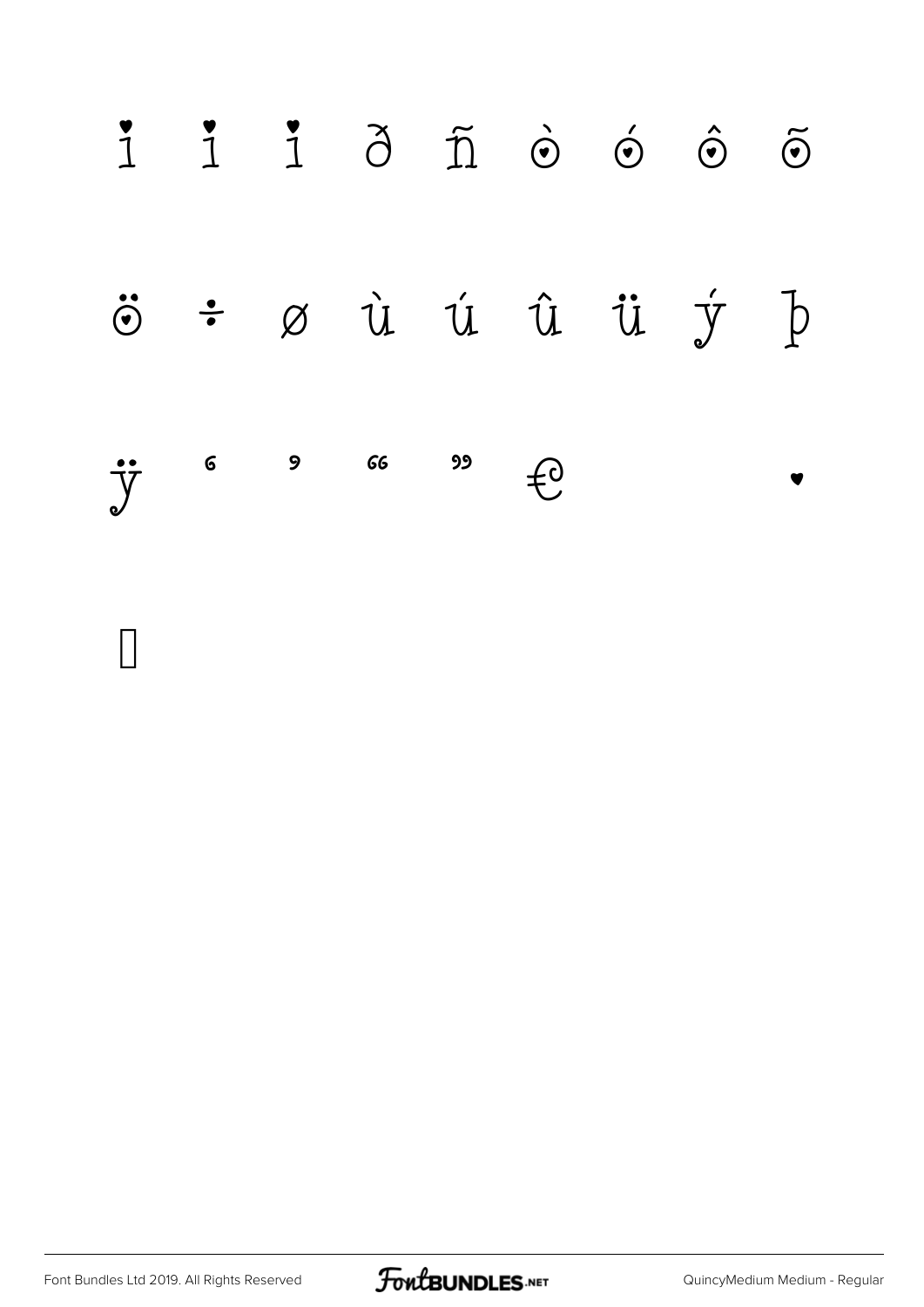ì í î ð ñ ò ó ô õ

ö ÷ ø ù ú û ü ý þ

ÿ ‘ ’ “ ” €     •

□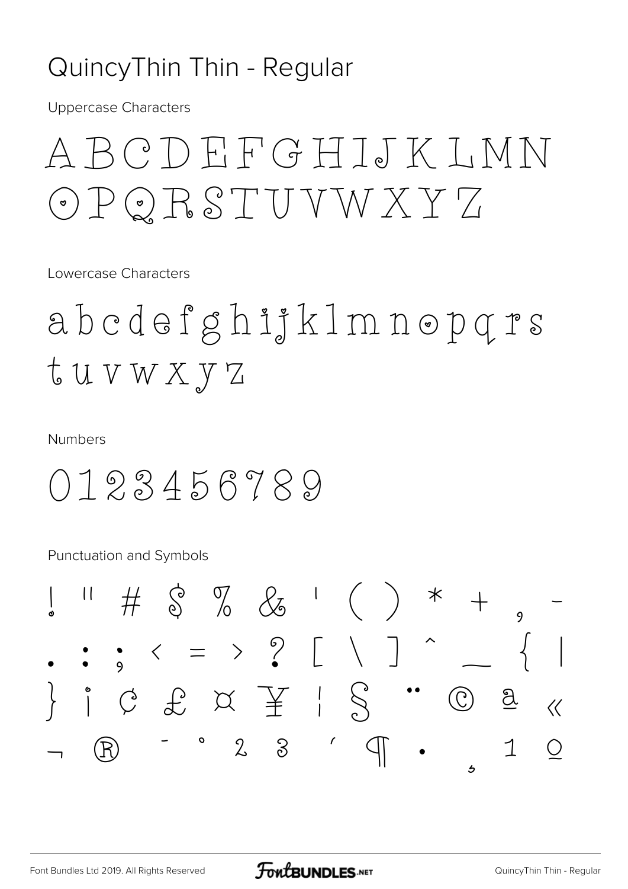# QuincyThin Thin - Regular

Uppercase Characters

ABCDEFGHIJKLMN
OPQRSTUVWXYZ

Lowercase Characters

abcdefghijklmnopqrs
tuvwxyz

Numbers

0123456789

Punctuation and Symbols

! " # $ % & ' ( ) * + , -
. : ; < = > ? [ \ ] ^ _ { |
} ¡ ¢ £ ¤ ¥ ¦ § ¨ © ª «
¬ ® ¯ ° ² ³ ´ ¶ · ¸ ¹ º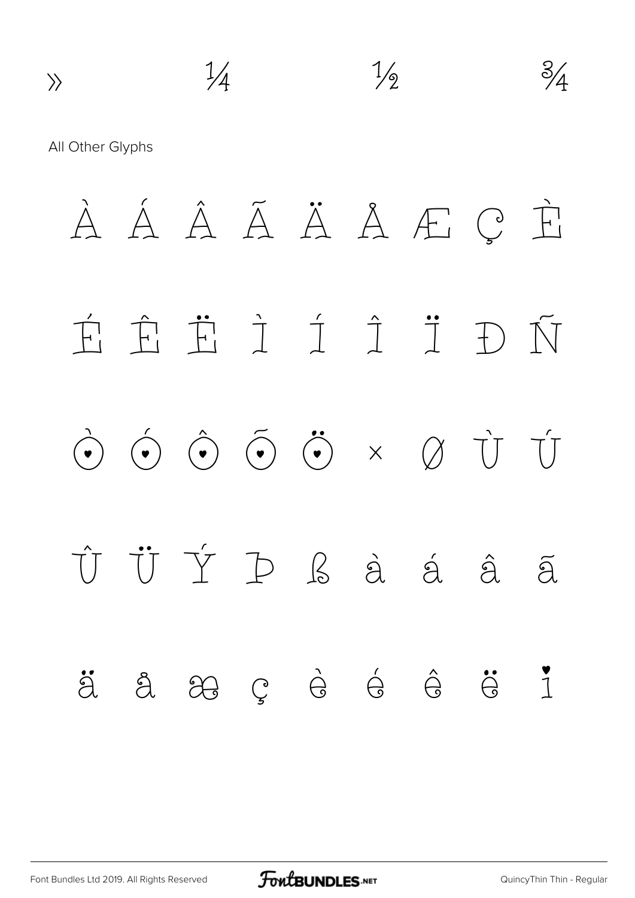» ¼ ½ ¾

All Other Glyphs

À Á Â Ã Ä Å Æ Ç È

É Ê Ë Ì Í Î Ï Ð Ñ

Ò Ó Ô Õ Ö × Ø Ù Ú

Û Ü Ý Þ ß à á â ã

ä å æ ç è é ê ë ì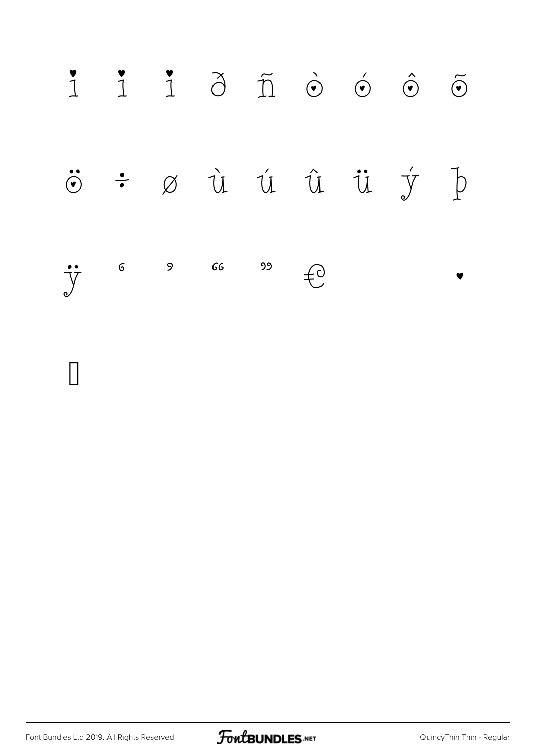ì í î ð ñ ò ó ô õ

ö ÷ ø ù ú û ü ý þ

ÿ ‘ ’ “ ” €

Font Bundles Ltd 2019. All Rights Reserved

QuincyThin Thin - Regular